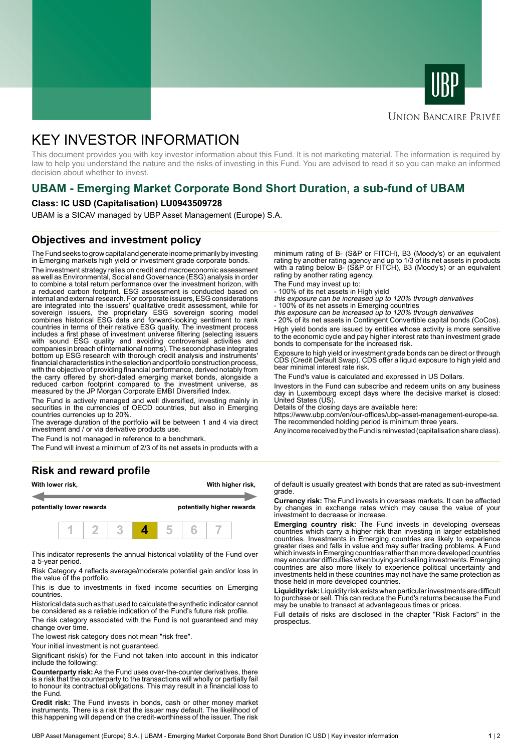UNION BANCAIRE PRIVÉE

# KEY INVESTOR INFORMATION

This document provides you with key investor information about this Fund. It is not marketing material. The information is required by law to help you understand the nature and the risks of investing in this Fund. You are advised to read it so you can make an informed decision about whether to invest.

## UBAM - Emerging Market Corporate Bond Short Duration, a sub-fund of UBAM

**Class: IC USD (Capitalisation) LU0943509728**

UBAM is a SICAV managed by UBP Asset Management (Europe) S.A.

## Objectives and investment policy

The Fund seeks to grow capital and generate income primarily by investing in Emerging markets high yield or investment grade corporate bonds.

The investment strategy relies on credit and macroeconomic assessment as well as Environmental, Social and Governance (ESG) analysis in order to combine a total return performance over the investment horizon, with a reduced carbon footprint. ESG assessment is conducted based on internal and external research. For corporate issuers, ESG considerations are integrated into the issuers' qualitative credit assessment, while for sovereign issuers, the proprietary ESG sovereign scoring model combines historical ESG data and forward-looking sentiment to rank countries in terms of their relative ESG quality. The investment process includes a first phase of investment universe filtering (selecting issuers with sound ESG quality and avoiding controversial activities and companies in breach of international norms). The second phase integrates bottom up ESG research with thorough credit analysis and instruments' financial characteristics in the selection and portfolio construction process, with the objective of providing financial performance, derived notably from the carry offered by short-dated emerging market bonds, alongside a reduced carbon footprint compared to the investment universe, as measured by the JP Morgan Corporate EMBI Diversified Index.

The Fund is actively managed and well diversified, investing mainly in securities in the currencies of OECD countries, but also in Emerging countries currencies up to 20%.

The average duration of the portfolio will be between 1 and 4 via direct investment and / or via derivative products use.

The Fund is not managed in reference to a benchmark.

The Fund will invest a minimum of 2/3 of its net assets in products with a minimum rating of B- (S&P or FITCH), B3 (Moody's) or an equivalent rating by another rating agency and up to 1/3 of its net assets in products with a rating below B- (S&P or FITCH), B3 (Moody's) or an equivalent rating by another rating agency.

The Fund may invest up to:

- 100% of its net assets in High yield
*this exposure can be increased up to 120% through derivatives*
- 100% of its net assets in Emerging countries
*this exposure can be increased up to 120% through derivatives*
- 20% of its net assets in Contingent Convertible capital bonds (CoCos).

High yield bonds are issued by entities whose activity is more sensitive to the economic cycle and pay higher interest rate than investment grade bonds to compensate for the increased risk.

Exposure to high yield or investment grade bonds can be direct or through CDS (Credit Default Swap). CDS offer a liquid exposure to high yield and bear minimal interest rate risk.

The Fund's value is calculated and expressed in US Dollars.

Investors in the Fund can subscribe and redeem units on any business day in Luxembourg except days where the decisive market is closed: United States (US).

Details of the closing days are available here:
https://www.ubp.com/en/our-offices/ubp-asset-management-europe-sa.
The recommended holding period is minimum three years.

Any income received by the Fund is reinvested (capitalisation share class).

## Risk and reward profile

**With lower risk,** — **With higher risk,**

**potentially lower rewards** — **potentially higher rewards**

| 1 | 2 | 3 | **4** | 5 | 6 | 7 |
|---|---|---|---|---|---|---|

This indicator represents the annual historical volatility of the Fund over a 5-year period.

Risk Category 4 reflects average/moderate potential gain and/or loss in the value of the portfolio.

This is due to investments in fixed income securities on Emerging countries.

Historical data such as that used to calculate the synthetic indicator cannot be considered as a reliable indication of the Fund's future risk profile.

The risk category associated with the Fund is not guaranteed and may change over time.

The lowest risk category does not mean "risk free".

Your initial investment is not guaranteed.

Significant risk(s) for the Fund not taken into account in this indicator include the following:

**Counterparty risk:** As the Fund uses over-the-counter derivatives, there is a risk that the counterparty to the transactions will wholly or partially fail to honour its contractual obligations. This may result in a financial loss to the Fund.

**Credit risk:** The Fund invests in bonds, cash or other money market instruments. There is a risk that the issuer may default. The likelihood of this happening will depend on the credit-worthiness of the issuer. The risk of default is usually greatest with bonds that are rated as sub-investment grade.

**Currency risk:** The Fund invests in overseas markets. It can be affected by changes in exchange rates which may cause the value of your investment to decrease or increase.

**Emerging country risk:** The Fund invests in developing overseas countries which carry a higher risk than investing in larger established countries. Investments in Emerging countries are likely to experience greater rises and falls in value and may suffer trading problems. A Fund which invests in Emerging countries rather than more developed countries may encounter difficulties when buying and selling investments. Emerging countries are also more likely to experience political uncertainty and investments held in these countries may not have the same protection as those held in more developed countries.

**Liquidity risk:** Liquidity risk exists when particular investments are difficult to purchase or sell. This can reduce the Fund's returns because the Fund may be unable to transact at advantageous times or prices.

Full details of risks are disclosed in the chapter "Risk Factors" in the prospectus.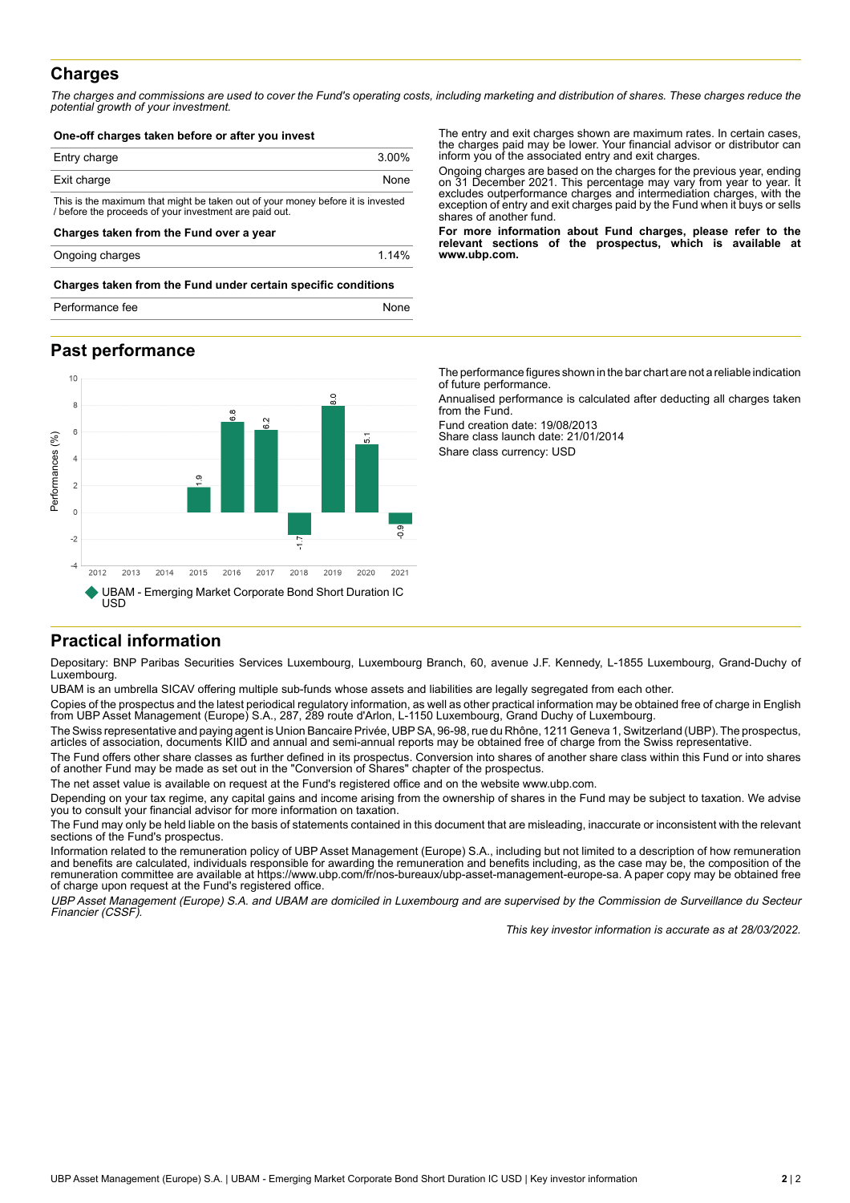## Charges

*The charges and commissions are used to cover the Fund's operating costs, including marketing and distribution of shares. These charges reduce the potential growth of your investment.*

| One-off charges taken before or after you invest | |
|---|---|
| Entry charge | 3.00% |
| Exit charge | None |

This is the maximum that might be taken out of your money before it is invested / before the proceeds of your investment are paid out.

| Charges taken from the Fund over a year | |
|---|---|
| Ongoing charges | 1.14% |

| Charges taken from the Fund under certain specific conditions | |
|---|---|
| Performance fee | None |

The entry and exit charges shown are maximum rates. In certain cases, the charges paid may be lower. Your financial advisor or distributor can inform you of the associated entry and exit charges.

Ongoing charges are based on the charges for the previous year, ending on 31 December 2021. This percentage may vary from year to year. It excludes outperformance charges and intermediation charges, with the exception of entry and exit charges paid by the Fund when it buys or sells shares of another fund.

**For more information about Fund charges, please refer to the relevant sections of the prospectus, which is available at www.ubp.com.**

## Past performance

Performances (%)

10
8
6
4
2
0
-2
-4

2012 2013 2014 2015 2016 2017 2018 2019 2020 2021

1.9
6.8
6.2
-1.7
8.0
5.1
-0.9

UBAM - Emerging Market Corporate Bond Short Duration IC USD

The performance figures shown in the bar chart are not a reliable indication of future performance.

Annualised performance is calculated after deducting all charges taken from the Fund.

Fund creation date: 19/08/2013
Share class launch date: 21/01/2014
Share class currency: USD

## Practical information

Depositary: BNP Paribas Securities Services Luxembourg, Luxembourg Branch, 60, avenue J.F. Kennedy, L-1855 Luxembourg, Grand-Duchy of Luxembourg.

UBAM is an umbrella SICAV offering multiple sub-funds whose assets and liabilities are legally segregated from each other.

Copies of the prospectus and the latest periodical regulatory information, as well as other practical information may be obtained free of charge in English from UBP Asset Management (Europe) S.A., 287, 289 route d'Arlon, L-1150 Luxembourg, Grand Duchy of Luxembourg.

The Swiss representative and paying agent is Union Bancaire Privée, UBP SA, 96-98, rue du Rhône, 1211 Geneva 1, Switzerland (UBP). The prospectus, articles of association, documents KIID and annual and semi-annual reports may be obtained free of charge from the Swiss representative.

The Fund offers other share classes as further defined in its prospectus. Conversion into shares of another share class within this Fund or into shares of another Fund may be made as set out in the "Conversion of Shares" chapter of the prospectus.

The net asset value is available on request at the Fund's registered office and on the website www.ubp.com.

Depending on your tax regime, any capital gains and income arising from the ownership of shares in the Fund may be subject to taxation. We advise you to consult your financial advisor for more information on taxation.

The Fund may only be held liable on the basis of statements contained in this document that are misleading, inaccurate or inconsistent with the relevant sections of the Fund's prospectus.

Information related to the remuneration policy of UBP Asset Management (Europe) S.A., including but not limited to a description of how remuneration and benefits are calculated, individuals responsible for awarding the remuneration and benefits including, as the case may be, the composition of the remuneration committee are available at https://www.ubp.com/fr/nos-bureaux/ubp-asset-management-europe-sa. A paper copy may be obtained free of charge upon request at the Fund's registered office.

*UBP Asset Management (Europe) S.A. and UBAM are domiciled in Luxembourg and are supervised by the Commission de Surveillance du Secteur Financier (CSSF).*

*This key investor information is accurate as at 28/03/2022.*